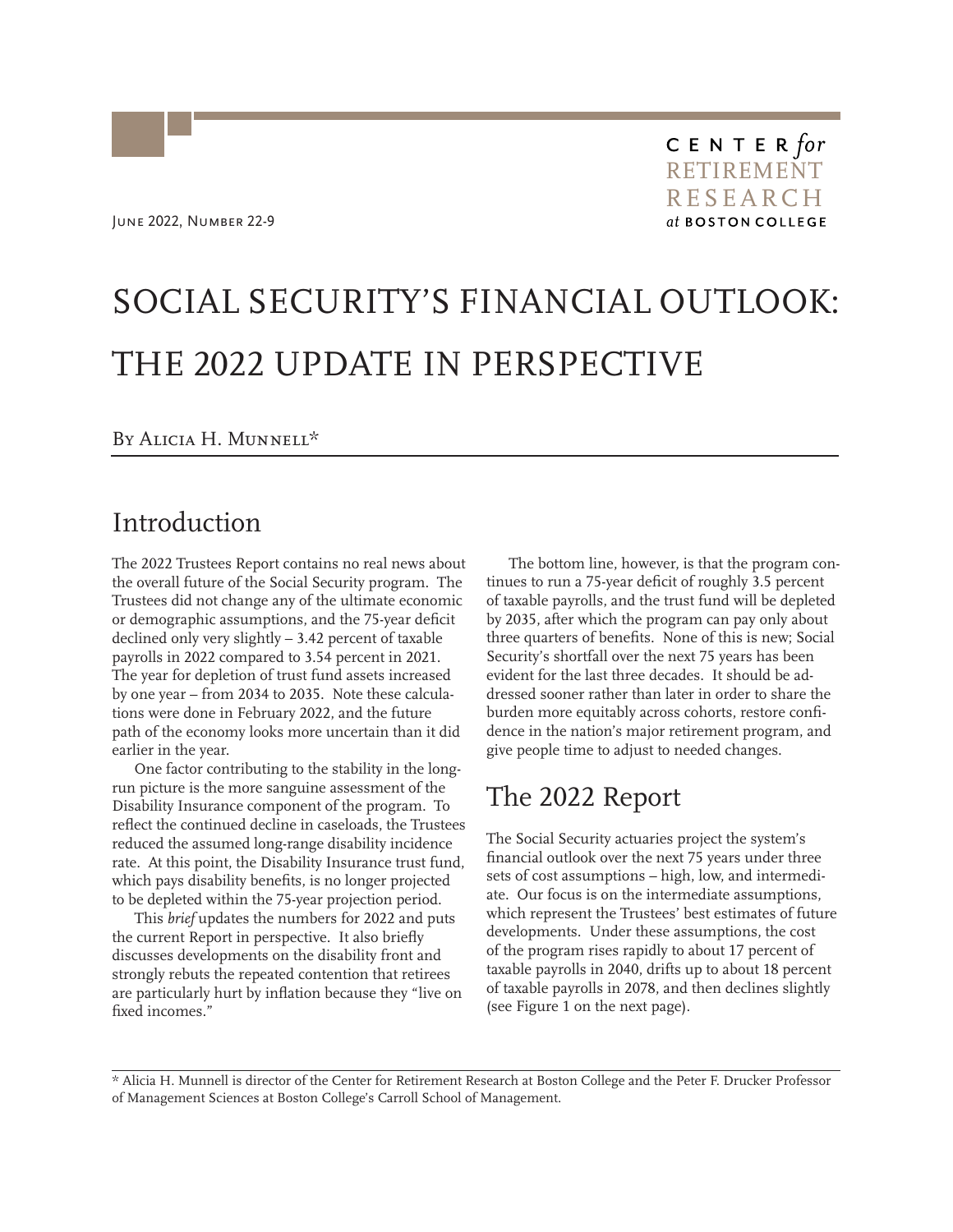June 2022, Number 22-9

CENTER *for* RETIREMENT RESEARCH *at* BOSTON COLLEGE

# SOCIAL SECURITY'S FINANCIAL OUTLOOK: THE 2022 UPDATE IN PERSPECTIVE

By Alicia H. Munnell*

## Introduction

The 2022 Trustees Report contains no real news about the overall future of the Social Security program. The Trustees did not change any of the ultimate economic or demographic assumptions, and the 75-year deficit declined only very slightly – 3.42 percent of taxable payrolls in 2022 compared to 3.54 percent in 2021. The year for depletion of trust fund assets increased by one year – from 2034 to 2035. Note these calculations were done in February 2022, and the future path of the economy looks more uncertain than it did earlier in the year.

One factor contributing to the stability in the long-run picture is the more sanguine assessment of the Disability Insurance component of the program. To reflect the continued decline in caseloads, the Trustees reduced the assumed long-range disability incidence rate. At this point, the Disability Insurance trust fund, which pays disability benefits, is no longer projected to be depleted within the 75-year projection period.

This *brief* updates the numbers for 2022 and puts the current Report in perspective. It also briefly discusses developments on the disability front and strongly rebuts the repeated contention that retirees are particularly hurt by inflation because they "live on fixed incomes."

The bottom line, however, is that the program continues to run a 75-year deficit of roughly 3.5 percent of taxable payrolls, and the trust fund will be depleted by 2035, after which the program can pay only about three quarters of benefits. None of this is new; Social Security's shortfall over the next 75 years has been evident for the last three decades. It should be addressed sooner rather than later in order to share the burden more equitably across cohorts, restore confidence in the nation's major retirement program, and give people time to adjust to needed changes.

## The 2022 Report

The Social Security actuaries project the system's financial outlook over the next 75 years under three sets of cost assumptions – high, low, and intermediate. Our focus is on the intermediate assumptions, which represent the Trustees' best estimates of future developments. Under these assumptions, the cost of the program rises rapidly to about 17 percent of taxable payrolls in 2040, drifts up to about 18 percent of taxable payrolls in 2078, and then declines slightly (see Figure 1 on the next page).

---

* Alicia H. Munnell is director of the Center for Retirement Research at Boston College and the Peter F. Drucker Professor of Management Sciences at Boston College's Carroll School of Management.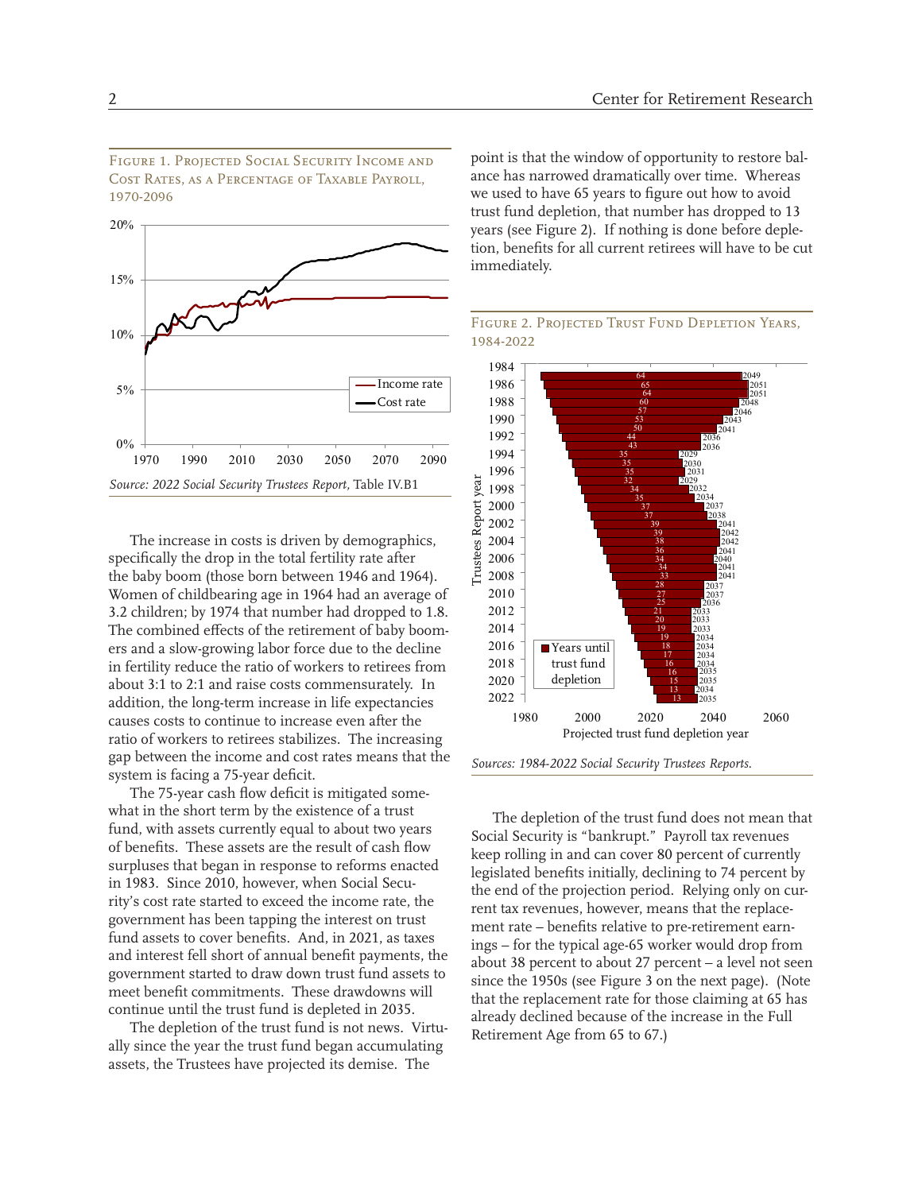Figure 1. Projected Social Security Income and Cost Rates, as a Percentage of Taxable Payroll, 1970-2096

*Source: 2022 Social Security Trustees Report,* Table IV.B1

The increase in costs is driven by demographics, specifically the drop in the total fertility rate after the baby boom (those born between 1946 and 1964). Women of childbearing age in 1964 had an average of 3.2 children; by 1974 that number had dropped to 1.8. The combined effects of the retirement of baby boomers and a slow-growing labor force due to the decline in fertility reduce the ratio of workers to retirees from about 3:1 to 2:1 and raise costs commensurately. In addition, the long-term increase in life expectancies causes costs to continue to increase even after the ratio of workers to retirees stabilizes. The increasing gap between the income and cost rates means that the system is facing a 75-year deficit.

The 75-year cash flow deficit is mitigated somewhat in the short term by the existence of a trust fund, with assets currently equal to about two years of benefits. These assets are the result of cash flow surpluses that began in response to reforms enacted in 1983. Since 2010, however, when Social Security's cost rate started to exceed the income rate, the government has been tapping the interest on trust fund assets to cover benefits. And, in 2021, as taxes and interest fell short of annual benefit payments, the government started to draw down trust fund assets to meet benefit commitments. These drawdowns will continue until the trust fund is depleted in 2035.

The depletion of the trust fund is not news. Virtually since the year the trust fund began accumulating assets, the Trustees have projected its demise. The point is that the window of opportunity to restore balance has narrowed dramatically over time. Whereas we used to have 65 years to figure out how to avoid trust fund depletion, that number has dropped to 13 years (see Figure 2). If nothing is done before depletion, benefits for all current retirees will have to be cut immediately.

Figure 2. Projected Trust Fund Depletion Years, 1984-2022

*Sources: 1984-2022 Social Security Trustees Reports.*

The depletion of the trust fund does not mean that Social Security is "bankrupt." Payroll tax revenues keep rolling in and can cover 80 percent of currently legislated benefits initially, declining to 74 percent by the end of the projection period. Relying only on current tax revenues, however, means that the replacement rate – benefits relative to pre-retirement earnings – for the typical age-65 worker would drop from about 38 percent to about 27 percent – a level not seen since the 1950s (see Figure 3 on the next page). (Note that the replacement rate for those claiming at 65 has already declined because of the increase in the Full Retirement Age from 65 to 67.)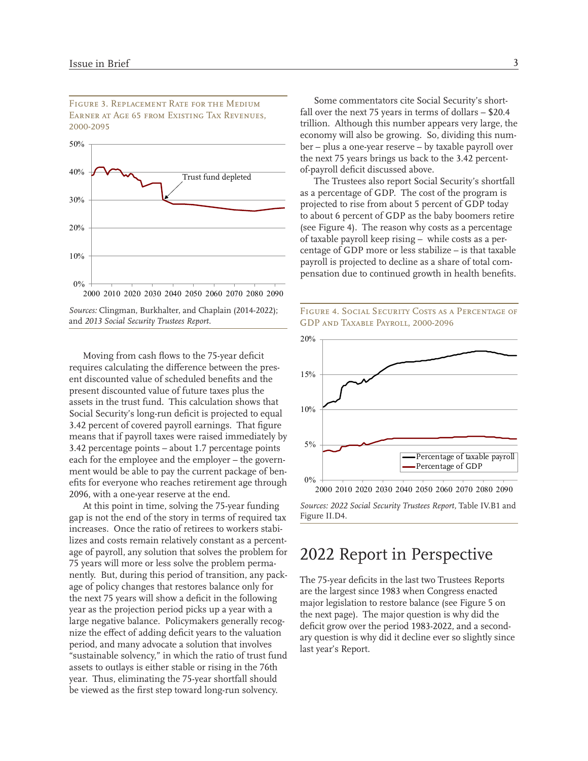Figure 3. Replacement Rate for the Medium Earner at Age 65 from Existing Tax Revenues, 2000-2095

*Sources:* Clingman, Burkhalter, and Chaplain (2014-2022); and *2013 Social Security Trustees Report.*

Moving from cash flows to the 75-year deficit requires calculating the difference between the present discounted value of scheduled benefits and the present discounted value of future taxes plus the assets in the trust fund. This calculation shows that Social Security's long-run deficit is projected to equal 3.42 percent of covered payroll earnings. That figure means that if payroll taxes were raised immediately by 3.42 percentage points – about 1.7 percentage points each for the employee and the employer – the government would be able to pay the current package of benefits for everyone who reaches retirement age through 2096, with a one-year reserve at the end.

At this point in time, solving the 75-year funding gap is not the end of the story in terms of required tax increases. Once the ratio of retirees to workers stabilizes and costs remain relatively constant as a percentage of payroll, any solution that solves the problem for 75 years will more or less solve the problem permanently. But, during this period of transition, any package of policy changes that restores balance only for the next 75 years will show a deficit in the following year as the projection period picks up a year with a large negative balance. Policymakers generally recognize the effect of adding deficit years to the valuation period, and many advocate a solution that involves "sustainable solvency," in which the ratio of trust fund assets to outlays is either stable or rising in the 76th year. Thus, eliminating the 75-year shortfall should be viewed as the first step toward long-run solvency.

Some commentators cite Social Security's shortfall over the next 75 years in terms of dollars – $20.4 trillion. Although this number appears very large, the economy will also be growing. So, dividing this number – plus a one-year reserve – by taxable payroll over the next 75 years brings us back to the 3.42 percent-of-payroll deficit discussed above.

The Trustees also report Social Security's shortfall as a percentage of GDP. The cost of the program is projected to rise from about 5 percent of GDP today to about 6 percent of GDP as the baby boomers retire (see Figure 4). The reason why costs as a percentage of taxable payroll keep rising – while costs as a percentage of GDP more or less stabilize – is that taxable payroll is projected to decline as a share of total compensation due to continued growth in health benefits.

Figure 4. Social Security Costs as a Percentage of GDP and Taxable Payroll, 2000-2096

*Sources: 2022 Social Security Trustees Report,* Table IV.B1 and Figure II.D4.

## 2022 Report in Perspective

The 75-year deficits in the last two Trustees Reports are the largest since 1983 when Congress enacted major legislation to restore balance (see Figure 5 on the next page). The major question is why did the deficit grow over the period 1983-2022, and a secondary question is why did it decline ever so slightly since last year's Report.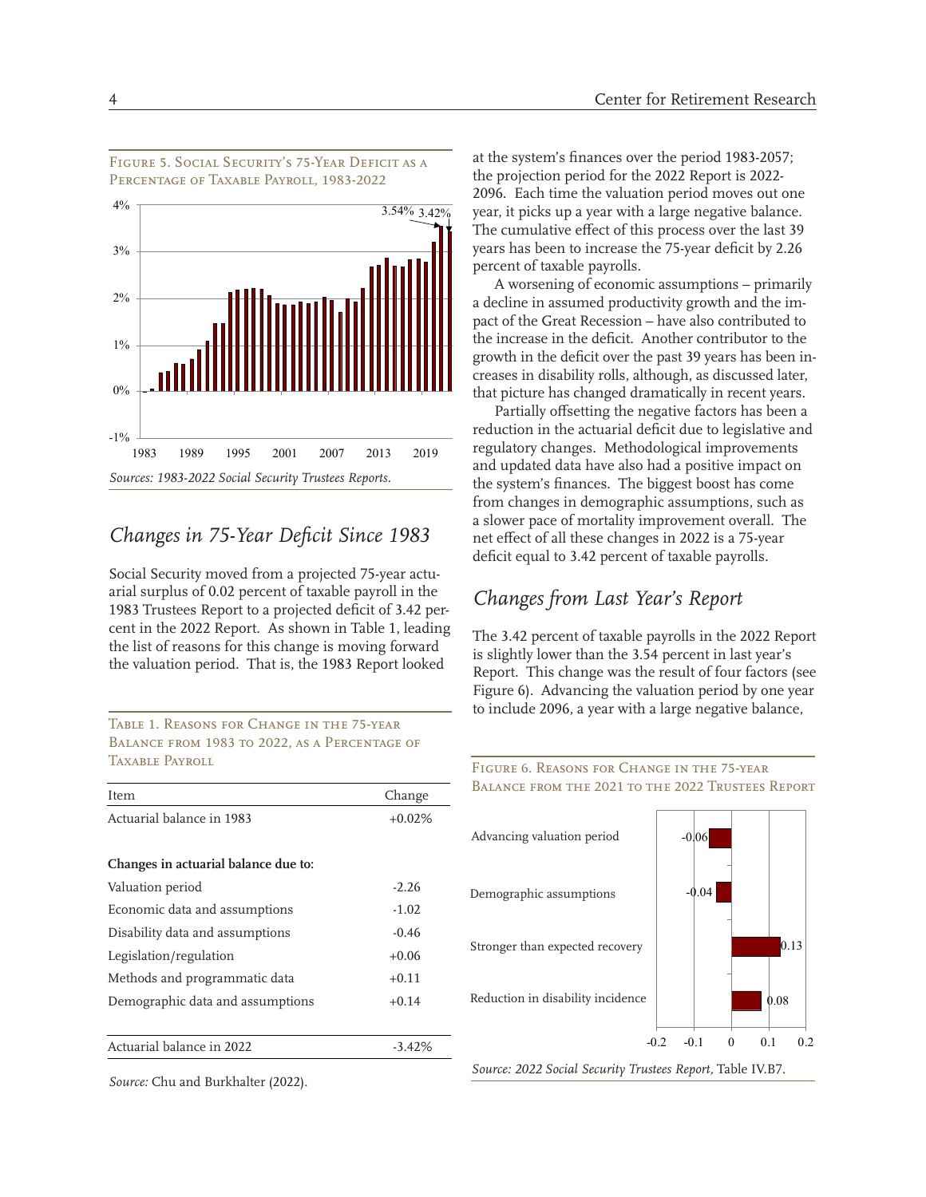Figure 5. Social Security's 75-Year Deficit as a Percentage of Taxable Payroll, 1983-2022

*Sources: 1983-2022 Social Security Trustees Reports.*

## *Changes in 75-Year Deficit Since 1983*

Social Security moved from a projected 75-year actuarial surplus of 0.02 percent of taxable payroll in the 1983 Trustees Report to a projected deficit of 3.42 percent in the 2022 Report. As shown in Table 1, leading the list of reasons for this change is moving forward the valuation period. That is, the 1983 Report looked at the system's finances over the period 1983-2057; the projection period for the 2022 Report is 2022-2096. Each time the valuation period moves out one year, it picks up a year with a large negative balance. The cumulative effect of this process over the last 39 years has been to increase the 75-year deficit by 2.26 percent of taxable payrolls.

A worsening of economic assumptions – primarily a decline in assumed productivity growth and the impact of the Great Recession – have also contributed to the increase in the deficit. Another contributor to the growth in the deficit over the past 39 years has been increases in disability rolls, although, as discussed later, that picture has changed dramatically in recent years.

Partially offsetting the negative factors has been a reduction in the actuarial deficit due to legislative and regulatory changes. Methodological improvements and updated data have also had a positive impact on the system's finances. The biggest boost has come from changes in demographic assumptions, such as a slower pace of mortality improvement overall. The net effect of all these changes in 2022 is a 75-year deficit equal to 3.42 percent of taxable payrolls.

Table 1. Reasons for Change in the 75-year Balance from 1983 to 2022, as a Percentage of Taxable Payroll

| Item | Change |
|---|---|
| Actuarial balance in 1983 | +0.02% |
| **Changes in actuarial balance due to:** | |
| Valuation period | -2.26 |
| Economic data and assumptions | -1.02 |
| Disability data and assumptions | -0.46 |
| Legislation/regulation | +0.06 |
| Methods and programmatic data | +0.11 |
| Demographic data and assumptions | +0.14 |
| Actuarial balance in 2022 | -3.42% |

*Source:* Chu and Burkhalter (2022).

## *Changes from Last Year's Report*

The 3.42 percent of taxable payrolls in the 2022 Report is slightly lower than the 3.54 percent in last year's Report. This change was the result of four factors (see Figure 6). Advancing the valuation period by one year to include 2096, a year with a large negative balance,

Figure 6. Reasons for Change in the 75-year Balance from the 2021 to the 2022 Trustees Report

*Source: 2022 Social Security Trustees Report,* Table IV.B7.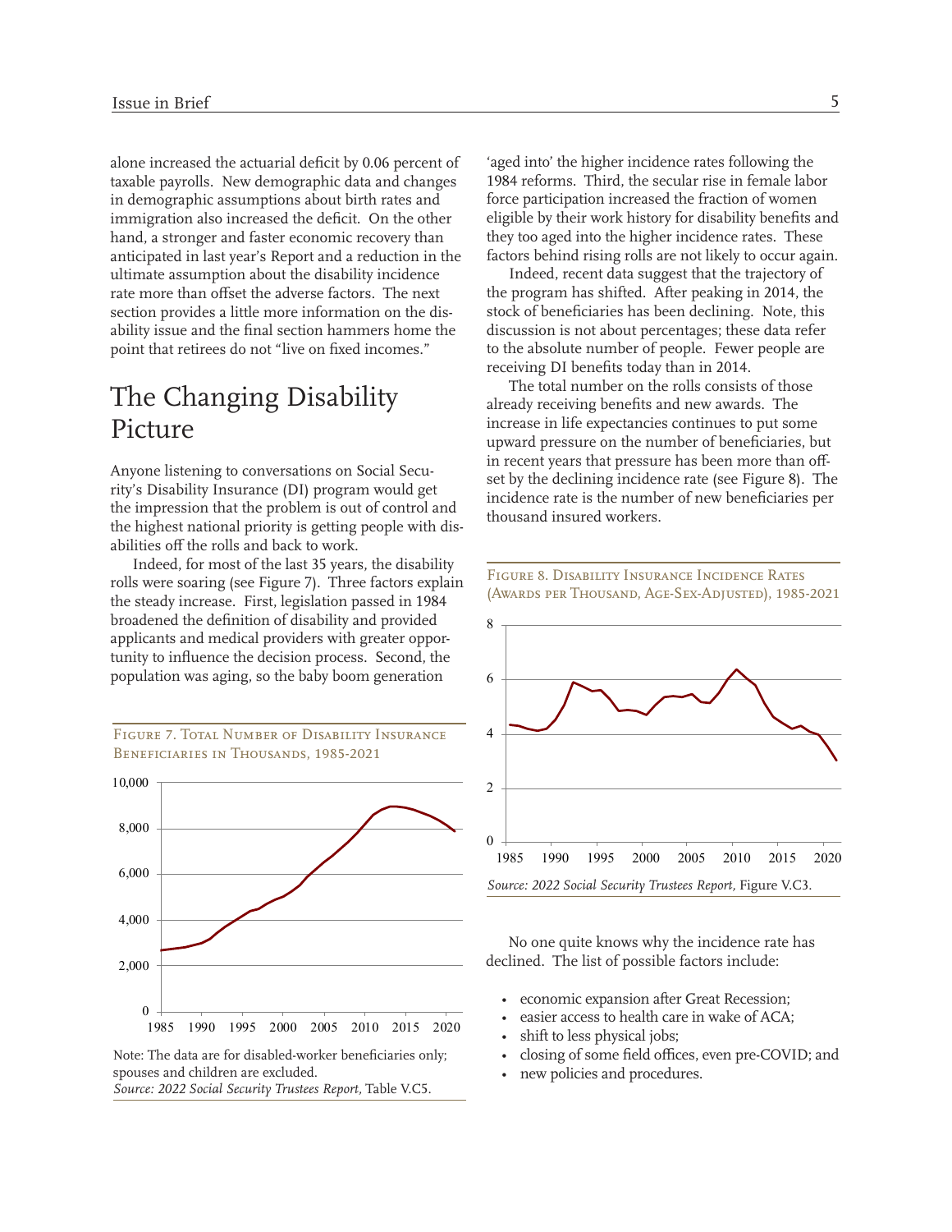alone increased the actuarial deficit by 0.06 percent of taxable payrolls. New demographic data and changes in demographic assumptions about birth rates and immigration also increased the deficit. On the other hand, a stronger and faster economic recovery than anticipated in last year's Report and a reduction in the ultimate assumption about the disability incidence rate more than offset the adverse factors. The next section provides a little more information on the disability issue and the final section hammers home the point that retirees do not "live on fixed incomes."

## The Changing Disability Picture

Anyone listening to conversations on Social Security's Disability Insurance (DI) program would get the impression that the problem is out of control and the highest national priority is getting people with disabilities off the rolls and back to work.

Indeed, for most of the last 35 years, the disability rolls were soaring (see Figure 7). Three factors explain the steady increase. First, legislation passed in 1984 broadened the definition of disability and provided applicants and medical providers with greater opportunity to influence the decision process. Second, the population was aging, so the baby boom generation 'aged into' the higher incidence rates following the 1984 reforms. Third, the secular rise in female labor force participation increased the fraction of women eligible by their work history for disability benefits and they too aged into the higher incidence rates. These factors behind rising rolls are not likely to occur again.

Indeed, recent data suggest that the trajectory of the program has shifted. After peaking in 2014, the stock of beneficiaries has been declining. Note, this discussion is not about percentages; these data refer to the absolute number of people. Fewer people are receiving DI benefits today than in 2014.

The total number on the rolls consists of those already receiving benefits and new awards. The increase in life expectancies continues to put some upward pressure on the number of beneficiaries, but in recent years that pressure has been more than offset by the declining incidence rate (see Figure 8). The incidence rate is the number of new beneficiaries per thousand insured workers.

Figure 7. Total Number of Disability Insurance Beneficiaries in Thousands, 1985-2021

Note: The data are for disabled-worker beneficiaries only; spouses and children are excluded.
*Source: 2022 Social Security Trustees Report,* Table V.C5.

Figure 8. Disability Insurance Incidence Rates (Awards per Thousand, Age-Sex-Adjusted), 1985-2021

*Source: 2022 Social Security Trustees Report,* Figure V.C3.

No one quite knows why the incidence rate has declined. The list of possible factors include:

- economic expansion after Great Recession;
- easier access to health care in wake of ACA;
- shift to less physical jobs;
- closing of some field offices, even pre-COVID; and
- new policies and procedures.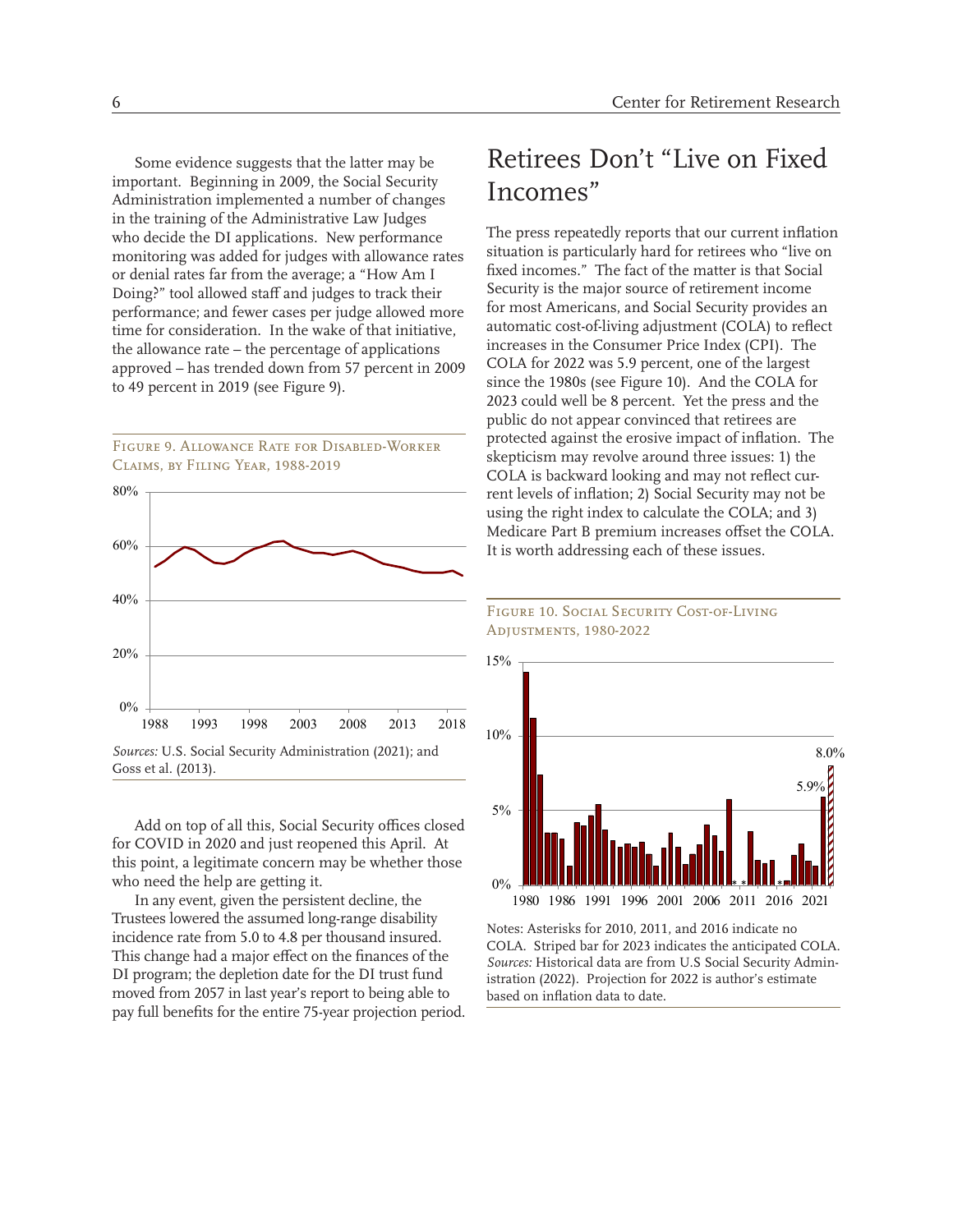Some evidence suggests that the latter may be important. Beginning in 2009, the Social Security Administration implemented a number of changes in the training of the Administrative Law Judges who decide the DI applications. New performance monitoring was added for judges with allowance rates or denial rates far from the average; a "How Am I Doing?" tool allowed staff and judges to track their performance; and fewer cases per judge allowed more time for consideration. In the wake of that initiative, the allowance rate – the percentage of applications approved – has trended down from 57 percent in 2009 to 49 percent in 2019 (see Figure 9).

Figure 9. Allowance Rate for Disabled-Worker Claims, by Filing Year, 1988-2019

*Sources:* U.S. Social Security Administration (2021); and Goss et al. (2013).

Add on top of all this, Social Security offices closed for COVID in 2020 and just reopened this April. At this point, a legitimate concern may be whether those who need the help are getting it.

In any event, given the persistent decline, the Trustees lowered the assumed long-range disability incidence rate from 5.0 to 4.8 per thousand insured. This change had a major effect on the finances of the DI program; the depletion date for the DI trust fund moved from 2057 in last year's report to being able to pay full benefits for the entire 75-year projection period.

## Retirees Don't "Live on Fixed Incomes"

The press repeatedly reports that our current inflation situation is particularly hard for retirees who "live on fixed incomes." The fact of the matter is that Social Security is the major source of retirement income for most Americans, and Social Security provides an automatic cost-of-living adjustment (COLA) to reflect increases in the Consumer Price Index (CPI). The COLA for 2022 was 5.9 percent, one of the largest since the 1980s (see Figure 10). And the COLA for 2023 could well be 8 percent. Yet the press and the public do not appear convinced that retirees are protected against the erosive impact of inflation. The skepticism may revolve around three issues: 1) the COLA is backward looking and may not reflect current levels of inflation; 2) Social Security may not be using the right index to calculate the COLA; and 3) Medicare Part B premium increases offset the COLA. It is worth addressing each of these issues.

Figure 10. Social Security Cost-of-Living Adjustments, 1980-2022

Notes: Asterisks for 2010, 2011, and 2016 indicate no COLA. Striped bar for 2023 indicates the anticipated COLA.
*Sources:* Historical data are from U.S Social Security Administration (2022). Projection for 2022 is author's estimate based on inflation data to date.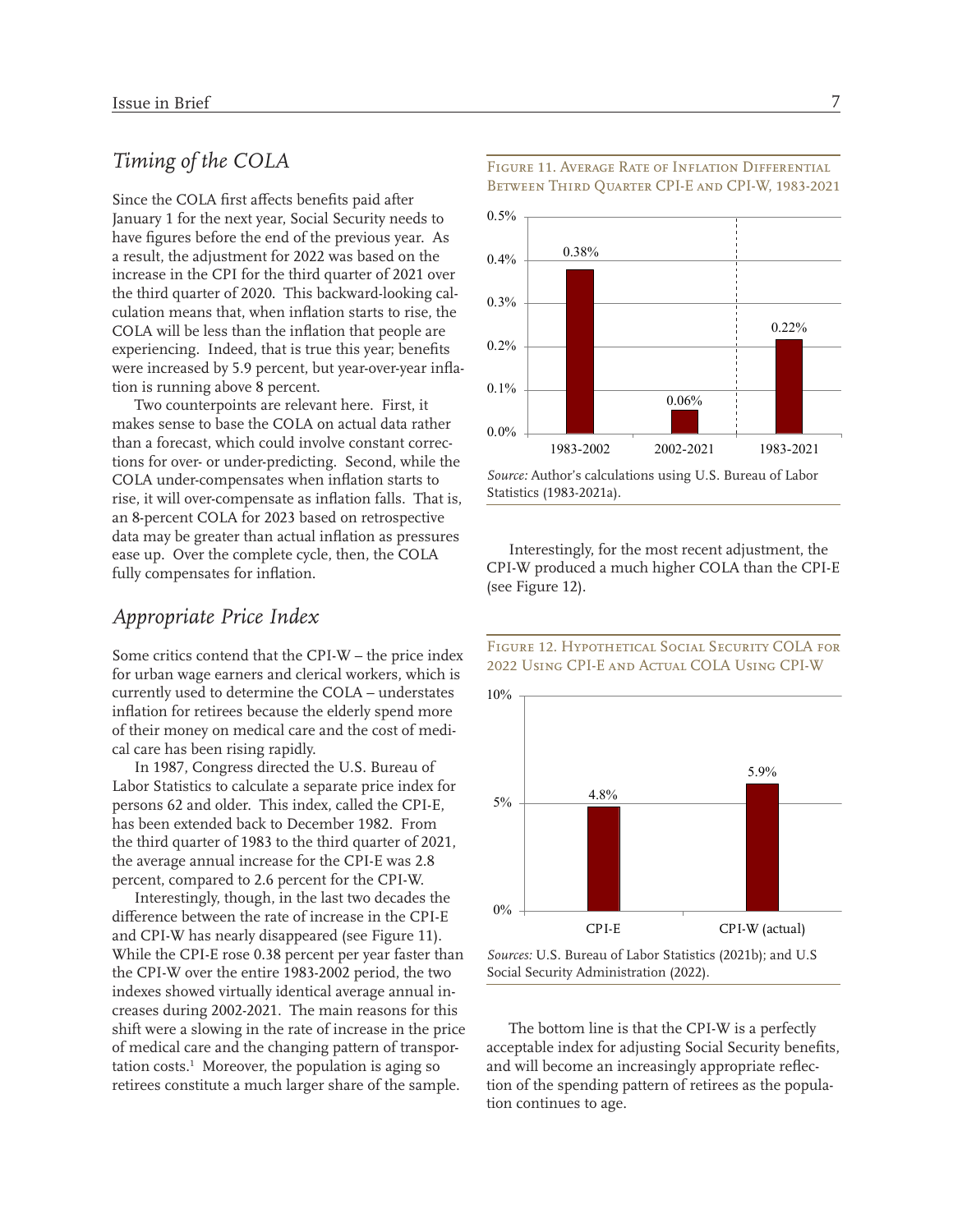## *Timing of the COLA*

Since the COLA first affects benefits paid after January 1 for the next year, Social Security needs to have figures before the end of the previous year. As a result, the adjustment for 2022 was based on the increase in the CPI for the third quarter of 2021 over the third quarter of 2020. This backward-looking calculation means that, when inflation starts to rise, the COLA will be less than the inflation that people are experiencing. Indeed, that is true this year; benefits were increased by 5.9 percent, but year-over-year inflation is running above 8 percent.

Two counterpoints are relevant here. First, it makes sense to base the COLA on actual data rather than a forecast, which could involve constant corrections for over- or under-predicting. Second, while the COLA under-compensates when inflation starts to rise, it will over-compensate as inflation falls. That is, an 8-percent COLA for 2023 based on retrospective data may be greater than actual inflation as pressures ease up. Over the complete cycle, then, the COLA fully compensates for inflation.

## *Appropriate Price Index*

Some critics contend that the CPI-W – the price index for urban wage earners and clerical workers, which is currently used to determine the COLA – understates inflation for retirees because the elderly spend more of their money on medical care and the cost of medical care has been rising rapidly.

In 1987, Congress directed the U.S. Bureau of Labor Statistics to calculate a separate price index for persons 62 and older. This index, called the CPI-E, has been extended back to December 1982. From the third quarter of 1983 to the third quarter of 2021, the average annual increase for the CPI-E was 2.8 percent, compared to 2.6 percent for the CPI-W.

Interestingly, though, in the last two decades the difference between the rate of increase in the CPI-E and CPI-W has nearly disappeared (see Figure 11). While the CPI-E rose 0.38 percent per year faster than the CPI-W over the entire 1983-2002 period, the two indexes showed virtually identical average annual increases during 2002-2021. The main reasons for this shift were a slowing in the rate of increase in the price of medical care and the changing pattern of transportation costs.[1] Moreover, the population is aging so retirees constitute a much larger share of the sample.

Figure 11. Average Rate of Inflation Differential Between Third Quarter CPI-E and CPI-W, 1983-2021

| Period | Differential |
|---|---|
| 1983-2002 | 0.38% |
| 2002-2021 | 0.06% |
| 1983-2021 | 0.22% |

*Source:* Author's calculations using U.S. Bureau of Labor Statistics (1983-2021a).

Interestingly, for the most recent adjustment, the CPI-W produced a much higher COLA than the CPI-E (see Figure 12).

Figure 12. Hypothetical Social Security COLA for 2022 Using CPI-E and Actual COLA Using CPI-W

| Index | COLA |
|---|---|
| CPI-E | 4.8% |
| CPI-W (actual) | 5.9% |

*Sources:* U.S. Bureau of Labor Statistics (2021b); and U.S Social Security Administration (2022).

The bottom line is that the CPI-W is a perfectly acceptable index for adjusting Social Security benefits, and will become an increasingly appropriate reflection of the spending pattern of retirees as the population continues to age.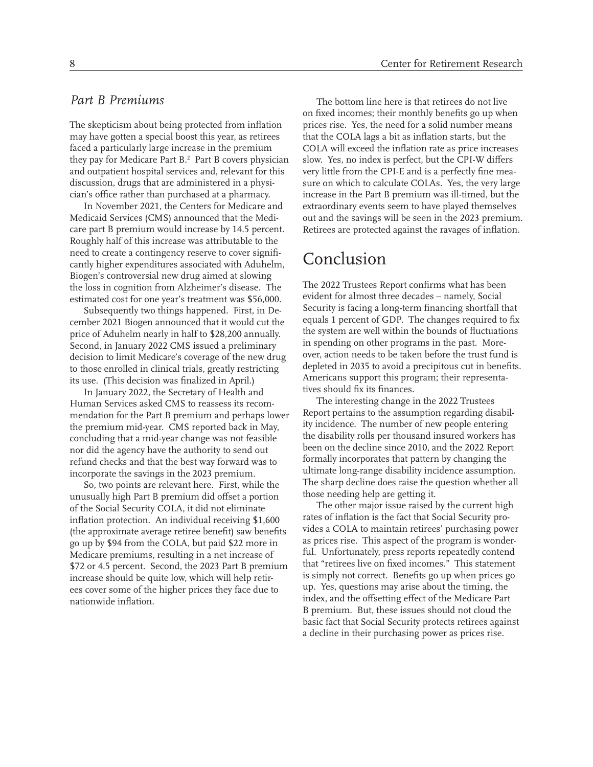### *Part B Premiums*

The skepticism about being protected from inflation may have gotten a special boost this year, as retirees faced a particularly large increase in the premium they pay for Medicare Part B.[2] Part B covers physician and outpatient hospital services and, relevant for this discussion, drugs that are administered in a physician's office rather than purchased at a pharmacy.

In November 2021, the Centers for Medicare and Medicaid Services (CMS) announced that the Medicare part B premium would increase by 14.5 percent. Roughly half of this increase was attributable to the need to create a contingency reserve to cover significantly higher expenditures associated with Aduhelm, Biogen's controversial new drug aimed at slowing the loss in cognition from Alzheimer's disease. The estimated cost for one year's treatment was $56,000.

Subsequently two things happened. First, in December 2021 Biogen announced that it would cut the price of Aduhelm nearly in half to $28,200 annually. Second, in January 2022 CMS issued a preliminary decision to limit Medicare's coverage of the new drug to those enrolled in clinical trials, greatly restricting its use. (This decision was finalized in April.)

In January 2022, the Secretary of Health and Human Services asked CMS to reassess its recommendation for the Part B premium and perhaps lower the premium mid-year. CMS reported back in May, concluding that a mid-year change was not feasible nor did the agency have the authority to send out refund checks and that the best way forward was to incorporate the savings in the 2023 premium.

So, two points are relevant here. First, while the unusually high Part B premium did offset a portion of the Social Security COLA, it did not eliminate inflation protection. An individual receiving $1,600 (the approximate average retiree benefit) saw benefits go up by $94 from the COLA, but paid $22 more in Medicare premiums, resulting in a net increase of $72 or 4.5 percent. Second, the 2023 Part B premium increase should be quite low, which will help retirees cover some of the higher prices they face due to nationwide inflation.

The bottom line here is that retirees do not live on fixed incomes; their monthly benefits go up when prices rise. Yes, the need for a solid number means that the COLA lags a bit as inflation starts, but the COLA will exceed the inflation rate as price increases slow. Yes, no index is perfect, but the CPI-W differs very little from the CPI-E and is a perfectly fine measure on which to calculate COLAs. Yes, the very large increase in the Part B premium was ill-timed, but the extraordinary events seem to have played themselves out and the savings will be seen in the 2023 premium. Retirees are protected against the ravages of inflation.

## Conclusion

The 2022 Trustees Report confirms what has been evident for almost three decades – namely, Social Security is facing a long-term financing shortfall that equals 1 percent of GDP. The changes required to fix the system are well within the bounds of fluctuations in spending on other programs in the past. Moreover, action needs to be taken before the trust fund is depleted in 2035 to avoid a precipitous cut in benefits. Americans support this program; their representatives should fix its finances.

The interesting change in the 2022 Trustees Report pertains to the assumption regarding disability incidence. The number of new people entering the disability rolls per thousand insured workers has been on the decline since 2010, and the 2022 Report formally incorporates that pattern by changing the ultimate long-range disability incidence assumption. The sharp decline does raise the question whether all those needing help are getting it.

The other major issue raised by the current high rates of inflation is the fact that Social Security provides a COLA to maintain retirees' purchasing power as prices rise. This aspect of the program is wonderful. Unfortunately, press reports repeatedly contend that "retirees live on fixed incomes." This statement is simply not correct. Benefits go up when prices go up. Yes, questions may arise about the timing, the index, and the offsetting effect of the Medicare Part B premium. But, these issues should not cloud the basic fact that Social Security protects retirees against a decline in their purchasing power as prices rise.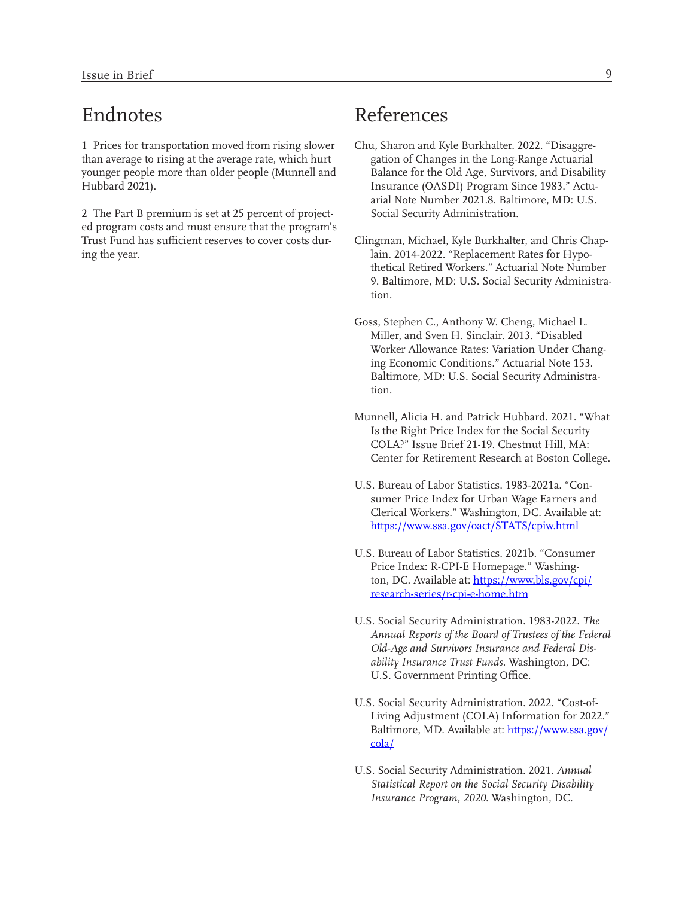# Endnotes

1 Prices for transportation moved from rising slower than average to rising at the average rate, which hurt younger people more than older people (Munnell and Hubbard 2021).

2 The Part B premium is set at 25 percent of projected program costs and must ensure that the program's Trust Fund has sufficient reserves to cover costs during the year.

# References

Chu, Sharon and Kyle Burkhalter. 2022. "Disaggregation of Changes in the Long-Range Actuarial Balance for the Old Age, Survivors, and Disability Insurance (OASDI) Program Since 1983." Actuarial Note Number 2021.8. Baltimore, MD: U.S. Social Security Administration.

Clingman, Michael, Kyle Burkhalter, and Chris Chaplain. 2014-2022. "Replacement Rates for Hypothetical Retired Workers." Actuarial Note Number 9. Baltimore, MD: U.S. Social Security Administration.

Goss, Stephen C., Anthony W. Cheng, Michael L. Miller, and Sven H. Sinclair. 2013. "Disabled Worker Allowance Rates: Variation Under Changing Economic Conditions." Actuarial Note 153. Baltimore, MD: U.S. Social Security Administration.

Munnell, Alicia H. and Patrick Hubbard. 2021. "What Is the Right Price Index for the Social Security COLA?" Issue Brief 21-19. Chestnut Hill, MA: Center for Retirement Research at Boston College.

U.S. Bureau of Labor Statistics. 1983-2021a. "Consumer Price Index for Urban Wage Earners and Clerical Workers." Washington, DC. Available at: https://www.ssa.gov/oact/STATS/cpiw.html

U.S. Bureau of Labor Statistics. 2021b. "Consumer Price Index: R-CPI-E Homepage." Washington, DC. Available at: https://www.bls.gov/cpi/research-series/r-cpi-e-home.htm

U.S. Social Security Administration. 1983-2022. *The Annual Reports of the Board of Trustees of the Federal Old-Age and Survivors Insurance and Federal Disability Insurance Trust Funds.* Washington, DC: U.S. Government Printing Office.

U.S. Social Security Administration. 2022. "Cost-of-Living Adjustment (COLA) Information for 2022." Baltimore, MD. Available at: https://www.ssa.gov/cola/

U.S. Social Security Administration. 2021. *Annual Statistical Report on the Social Security Disability Insurance Program, 2020.* Washington, DC.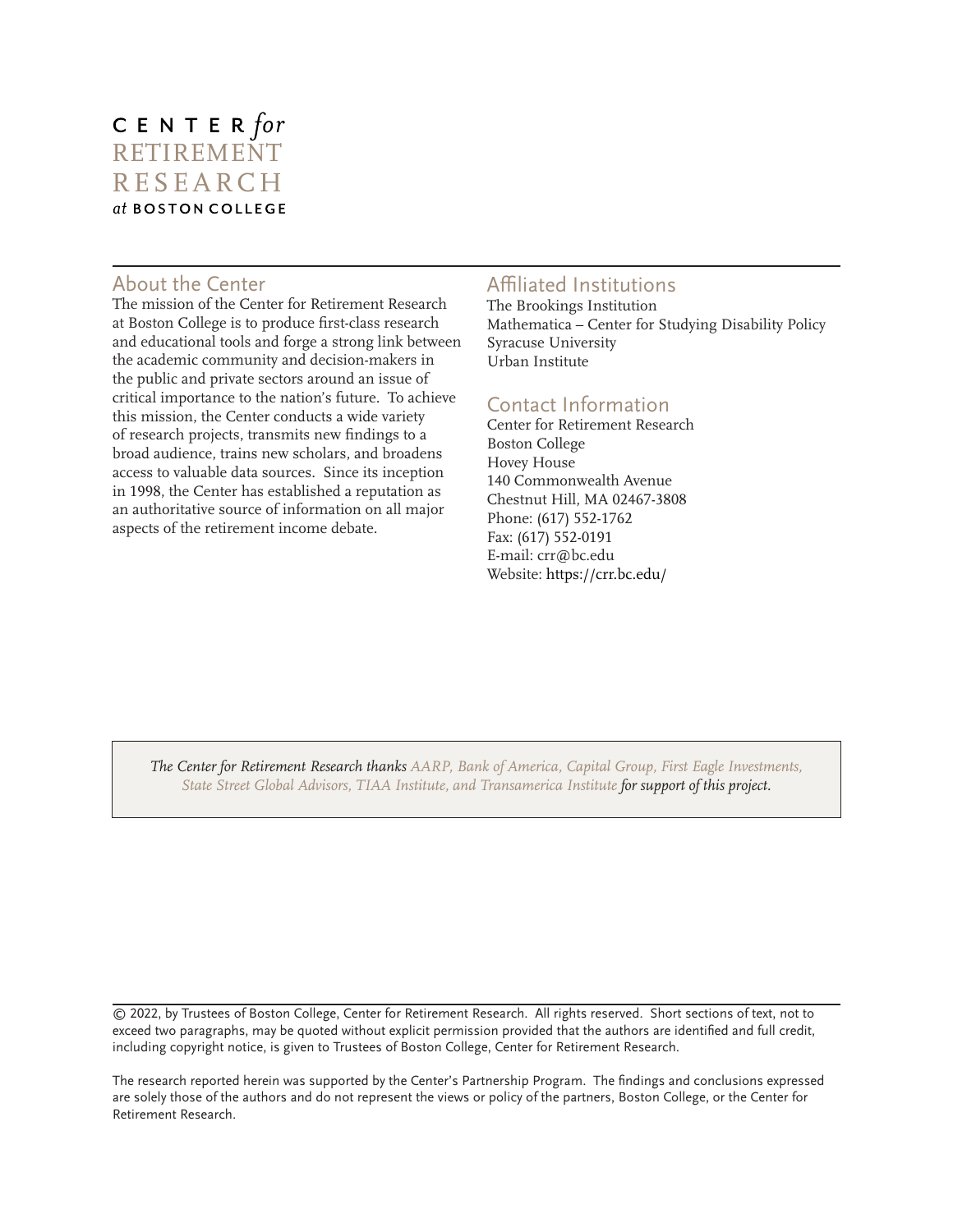# CENTER *for* RETIREMENT RESEARCH *at* BOSTON COLLEGE

## About the Center

The mission of the Center for Retirement Research at Boston College is to produce first-class research and educational tools and forge a strong link between the academic community and decision-makers in the public and private sectors around an issue of critical importance to the nation's future. To achieve this mission, the Center conducts a wide variety of research projects, transmits new findings to a broad audience, trains new scholars, and broadens access to valuable data sources. Since its inception in 1998, the Center has established a reputation as an authoritative source of information on all major aspects of the retirement income debate.

## Affiliated Institutions

The Brookings Institution
Mathematica – Center for Studying Disability Policy
Syracuse University
Urban Institute

## Contact Information

Center for Retirement Research
Boston College
Hovey House
140 Commonwealth Avenue
Chestnut Hill, MA 02467-3808
Phone: (617) 552-1762
Fax: (617) 552-0191
E-mail: crr@bc.edu
Website: https://crr.bc.edu/

*The Center for Retirement Research thanks AARP, Bank of America, Capital Group, First Eagle Investments, State Street Global Advisors, TIAA Institute, and Transamerica Institute for support of this project.*

© 2022, by Trustees of Boston College, Center for Retirement Research. All rights reserved. Short sections of text, not to exceed two paragraphs, may be quoted without explicit permission provided that the authors are identified and full credit, including copyright notice, is given to Trustees of Boston College, Center for Retirement Research.

The research reported herein was supported by the Center's Partnership Program. The findings and conclusions expressed are solely those of the authors and do not represent the views or policy of the partners, Boston College, or the Center for Retirement Research.